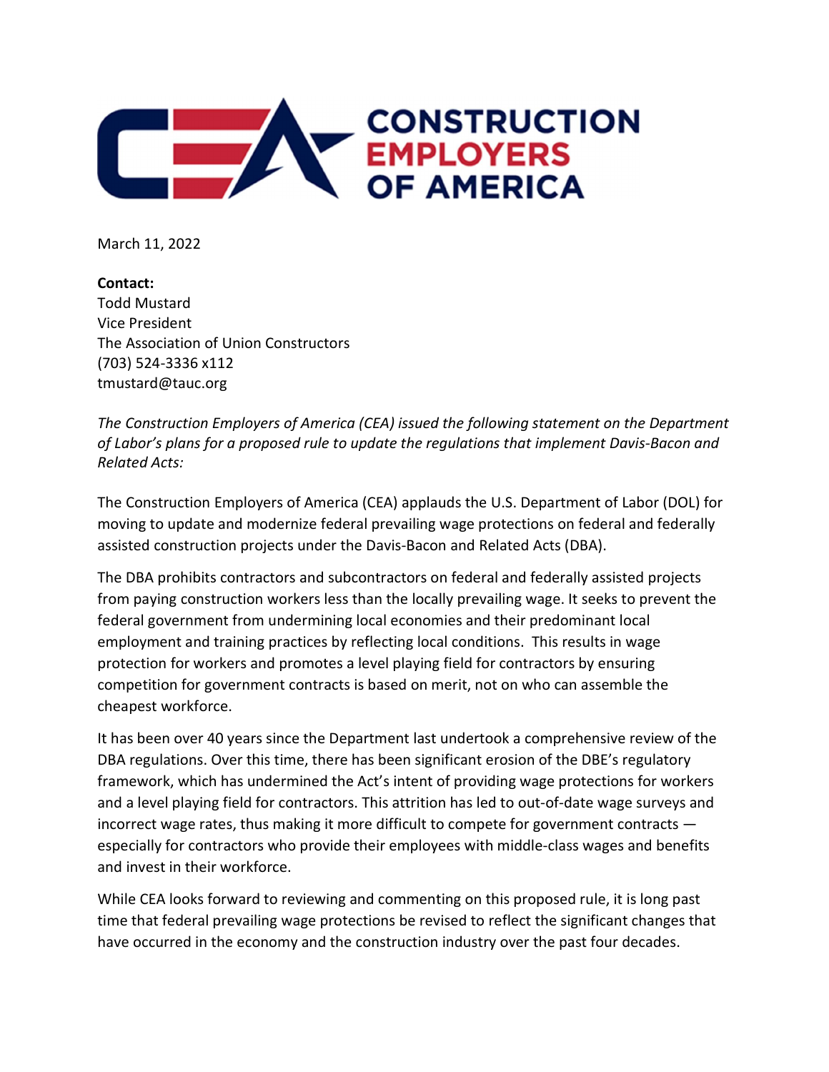CONSTRUCTION EMPLOYERS OF AMERICA

March 11, 2022

**Contact:**
Todd Mustard
Vice President
The Association of Union Constructors
(703) 524-3336 x112
tmustard@tauc.org

*The Construction Employers of America (CEA) issued the following statement on the Department of Labor's plans for a proposed rule to update the regulations that implement Davis-Bacon and Related Acts:*

The Construction Employers of America (CEA) applauds the U.S. Department of Labor (DOL) for moving to update and modernize federal prevailing wage protections on federal and federally assisted construction projects under the Davis-Bacon and Related Acts (DBA).

The DBA prohibits contractors and subcontractors on federal and federally assisted projects from paying construction workers less than the locally prevailing wage. It seeks to prevent the federal government from undermining local economies and their predominant local employment and training practices by reflecting local conditions. This results in wage protection for workers and promotes a level playing field for contractors by ensuring competition for government contracts is based on merit, not on who can assemble the cheapest workforce.

It has been over 40 years since the Department last undertook a comprehensive review of the DBA regulations. Over this time, there has been significant erosion of the DBE's regulatory framework, which has undermined the Act's intent of providing wage protections for workers and a level playing field for contractors. This attrition has led to out-of-date wage surveys and incorrect wage rates, thus making it more difficult to compete for government contracts — especially for contractors who provide their employees with middle-class wages and benefits and invest in their workforce.

While CEA looks forward to reviewing and commenting on this proposed rule, it is long past time that federal prevailing wage protections be revised to reflect the significant changes that have occurred in the economy and the construction industry over the past four decades.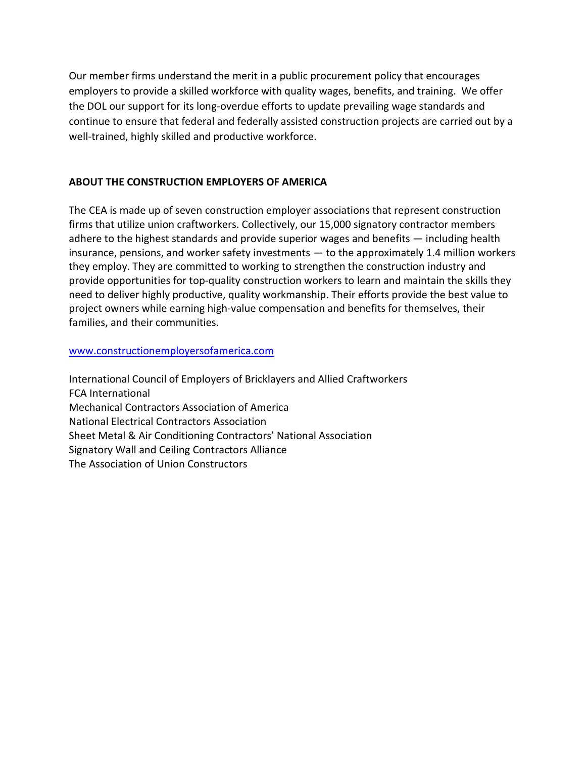Our member firms understand the merit in a public procurement policy that encourages employers to provide a skilled workforce with quality wages, benefits, and training. We offer the DOL our support for its long-overdue efforts to update prevailing wage standards and continue to ensure that federal and federally assisted construction projects are carried out by a well-trained, highly skilled and productive workforce.

**ABOUT THE CONSTRUCTION EMPLOYERS OF AMERICA**

The CEA is made up of seven construction employer associations that represent construction firms that utilize union craftworkers. Collectively, our 15,000 signatory contractor members adhere to the highest standards and provide superior wages and benefits — including health insurance, pensions, and worker safety investments — to the approximately 1.4 million workers they employ. They are committed to working to strengthen the construction industry and provide opportunities for top-quality construction workers to learn and maintain the skills they need to deliver highly productive, quality workmanship. Their efforts provide the best value to project owners while earning high-value compensation and benefits for themselves, their families, and their communities.

[www.constructionemployersofamerica.com](http://www.constructionemployersofamerica.com)

International Council of Employers of Bricklayers and Allied Craftworkers
FCA International
Mechanical Contractors Association of America
National Electrical Contractors Association
Sheet Metal & Air Conditioning Contractors' National Association
Signatory Wall and Ceiling Contractors Alliance
The Association of Union Constructors